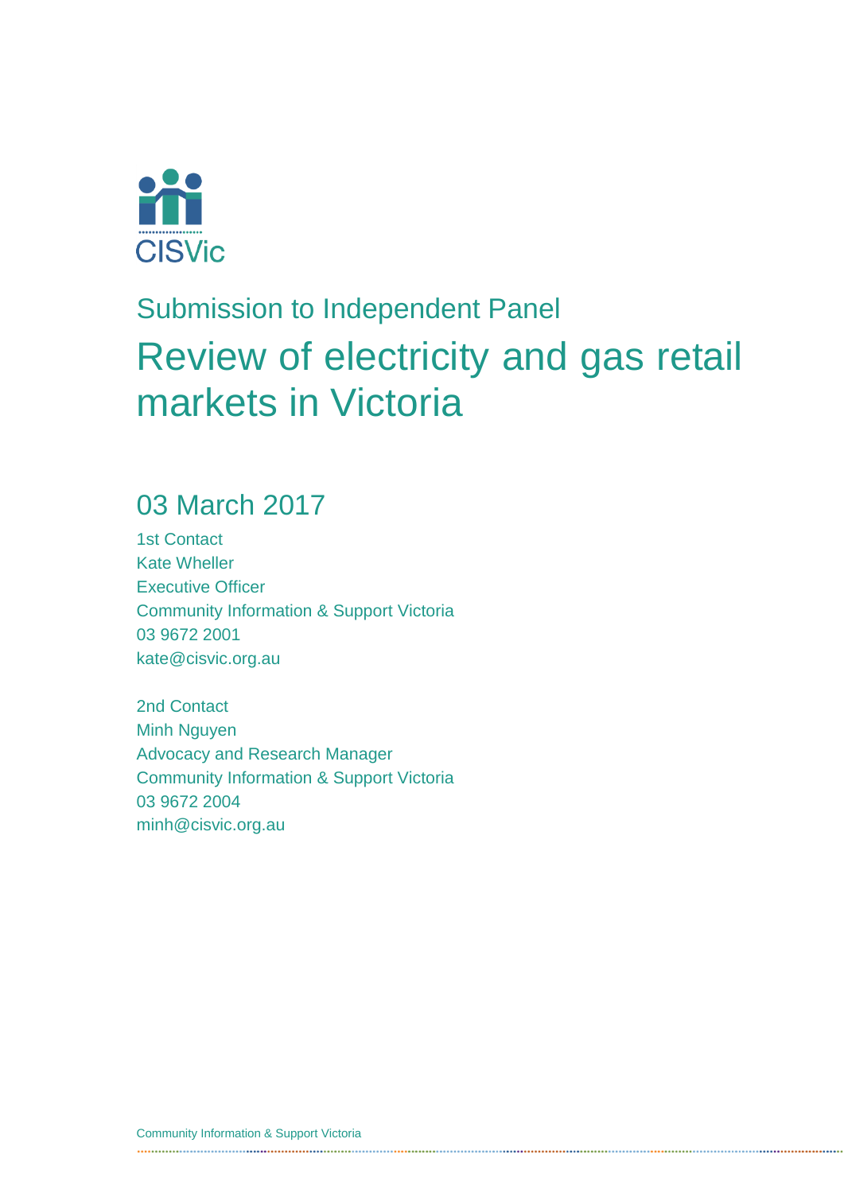CISVic

Submission to Independent Panel

# Review of electricity and gas retail markets in Victoria

## 03 March 2017

1st Contact
Kate Wheller
Executive Officer
Community Information & Support Victoria
03 9672 2001
kate@cisvic.org.au

2nd Contact
Minh Nguyen
Advocacy and Research Manager
Community Information & Support Victoria
03 9672 2004
minh@cisvic.org.au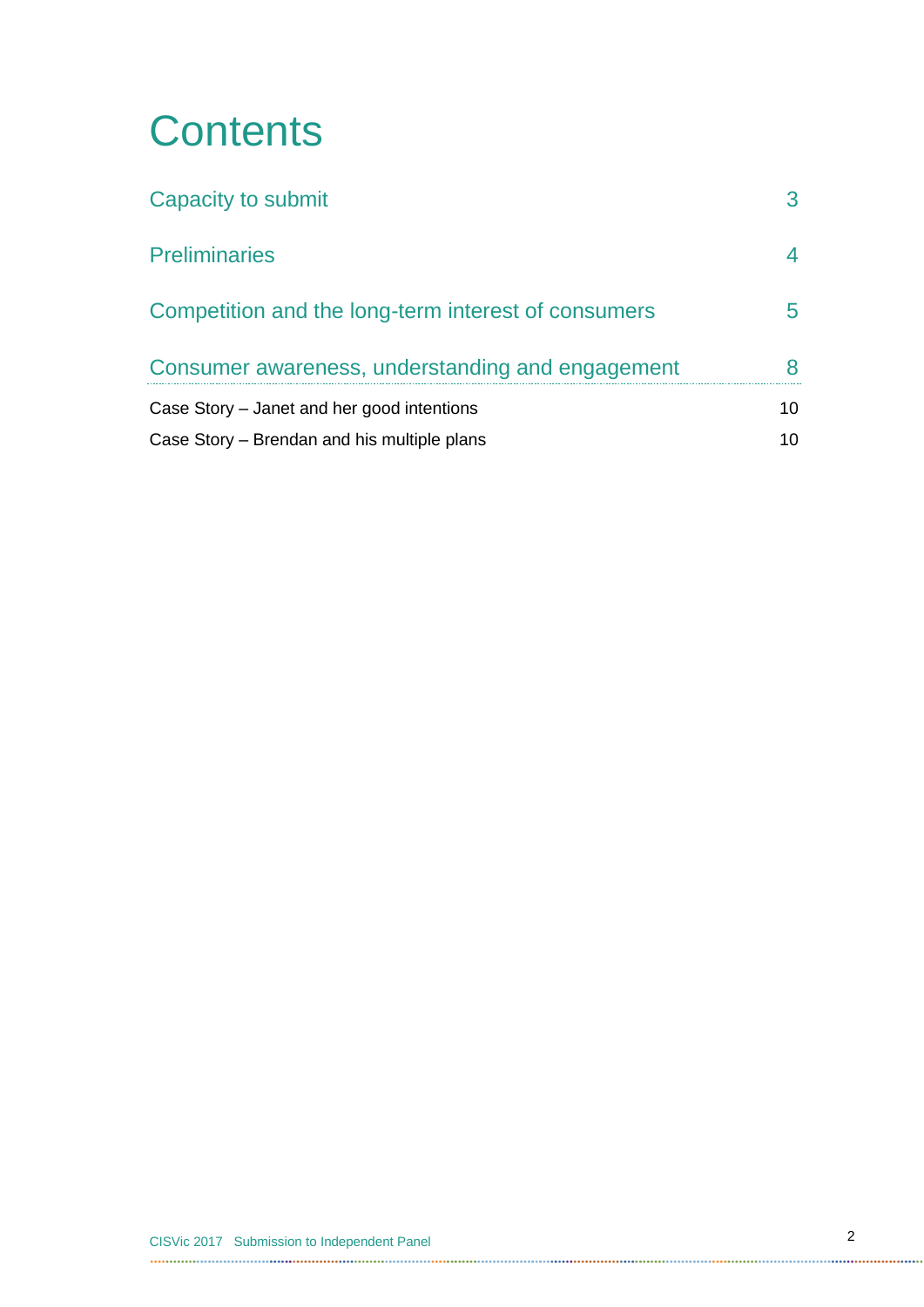# Contents

| | |
|---|---|
| Capacity to submit | 3 |
| Preliminaries | 4 |
| Competition and the long-term interest of consumers | 5 |
| Consumer awareness, understanding and engagement | 8 |
| Case Story – Janet and her good intentions | 10 |
| Case Story – Brendan and his multiple plans | 10 |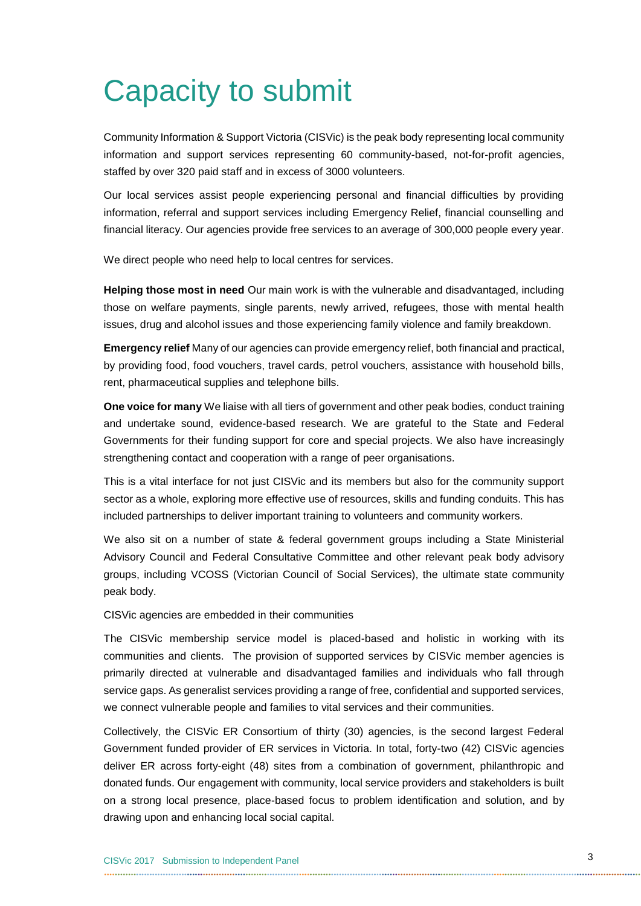# Capacity to submit

Community Information & Support Victoria (CISVic) is the peak body representing local community information and support services representing 60 community-based, not-for-profit agencies, staffed by over 320 paid staff and in excess of 3000 volunteers.

Our local services assist people experiencing personal and financial difficulties by providing information, referral and support services including Emergency Relief, financial counselling and financial literacy. Our agencies provide free services to an average of 300,000 people every year.

We direct people who need help to local centres for services.

**Helping those most in need** Our main work is with the vulnerable and disadvantaged, including those on welfare payments, single parents, newly arrived, refugees, those with mental health issues, drug and alcohol issues and those experiencing family violence and family breakdown.

**Emergency relief** Many of our agencies can provide emergency relief, both financial and practical, by providing food, food vouchers, travel cards, petrol vouchers, assistance with household bills, rent, pharmaceutical supplies and telephone bills.

**One voice for many** We liaise with all tiers of government and other peak bodies, conduct training and undertake sound, evidence-based research. We are grateful to the State and Federal Governments for their funding support for core and special projects. We also have increasingly strengthening contact and cooperation with a range of peer organisations.

This is a vital interface for not just CISVic and its members but also for the community support sector as a whole, exploring more effective use of resources, skills and funding conduits. This has included partnerships to deliver important training to volunteers and community workers.

We also sit on a number of state & federal government groups including a State Ministerial Advisory Council and Federal Consultative Committee and other relevant peak body advisory groups, including VCOSS (Victorian Council of Social Services), the ultimate state community peak body.

CISVic agencies are embedded in their communities

The CISVic membership service model is placed-based and holistic in working with its communities and clients. The provision of supported services by CISVic member agencies is primarily directed at vulnerable and disadvantaged families and individuals who fall through service gaps. As generalist services providing a range of free, confidential and supported services, we connect vulnerable people and families to vital services and their communities.

Collectively, the CISVic ER Consortium of thirty (30) agencies, is the second largest Federal Government funded provider of ER services in Victoria. In total, forty-two (42) CISVic agencies deliver ER across forty-eight (48) sites from a combination of government, philanthropic and donated funds. Our engagement with community, local service providers and stakeholders is built on a strong local presence, place-based focus to problem identification and solution, and by drawing upon and enhancing local social capital.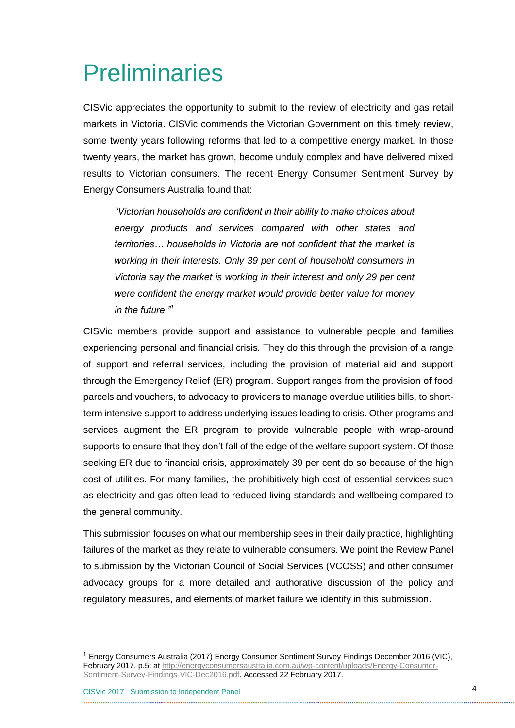# Preliminaries

CISVic appreciates the opportunity to submit to the review of electricity and gas retail markets in Victoria. CISVic commends the Victorian Government on this timely review, some twenty years following reforms that led to a competitive energy market. In those twenty years, the market has grown, become unduly complex and have delivered mixed results to Victorian consumers. The recent Energy Consumer Sentiment Survey by Energy Consumers Australia found that:

> *"Victorian households are confident in their ability to make choices about energy products and services compared with other states and territories… households in Victoria are not confident that the market is working in their interests. Only 39 per cent of household consumers in Victoria say the market is working in their interest and only 29 per cent were confident the energy market would provide better value for money in the future."*[1]

CISVic members provide support and assistance to vulnerable people and families experiencing personal and financial crisis. They do this through the provision of a range of support and referral services, including the provision of material aid and support through the Emergency Relief (ER) program. Support ranges from the provision of food parcels and vouchers, to advocacy to providers to manage overdue utilities bills, to short-term intensive support to address underlying issues leading to crisis. Other programs and services augment the ER program to provide vulnerable people with wrap-around supports to ensure that they don't fall of the edge of the welfare support system. Of those seeking ER due to financial crisis, approximately 39 per cent do so because of the high cost of utilities. For many families, the prohibitively high cost of essential services such as electricity and gas often lead to reduced living standards and wellbeing compared to the general community.

This submission focuses on what our membership sees in their daily practice, highlighting failures of the market as they relate to vulnerable consumers. We point the Review Panel to submission by the Victorian Council of Social Services (VCOSS) and other consumer advocacy groups for a more detailed and authorative discussion of the policy and regulatory measures, and elements of market failure we identify in this submission.

---

[1] Energy Consumers Australia (2017) Energy Consumer Sentiment Survey Findings December 2016 (VIC), February 2017, p.5: at http://energyconsumersaustralia.com.au/wp-content/uploads/Energy-Consumer-Sentiment-Survey-Findings-VIC-Dec2016.pdf. Accessed 22 February 2017.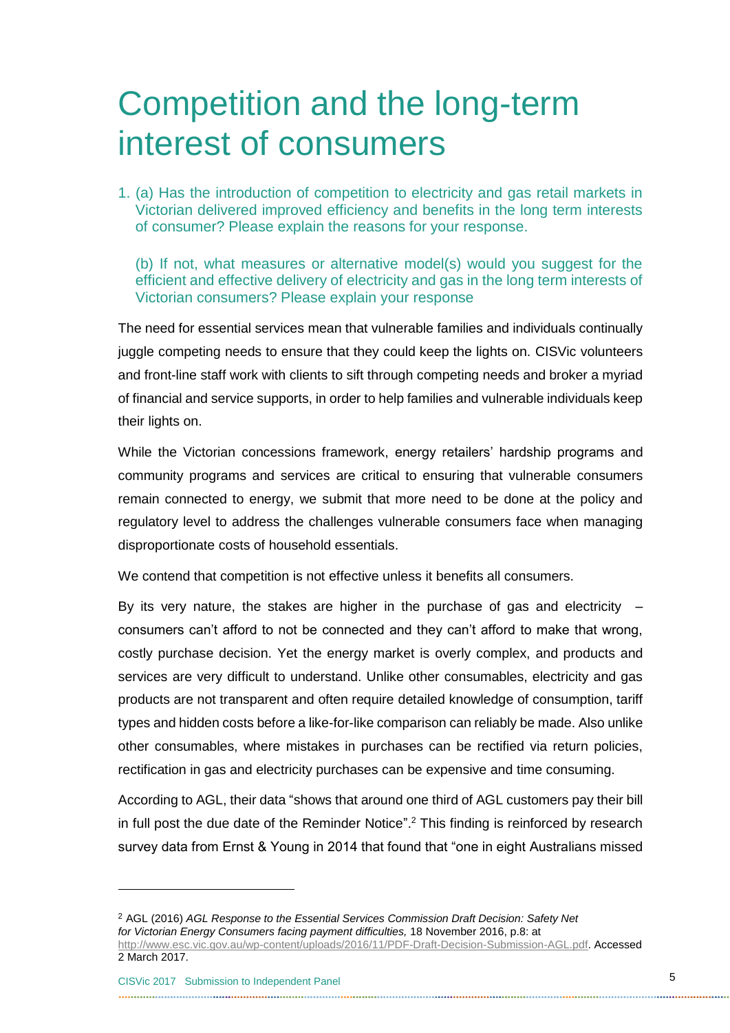# Competition and the long-term interest of consumers

1. (a) Has the introduction of competition to electricity and gas retail markets in Victorian delivered improved efficiency and benefits in the long term interests of consumer? Please explain the reasons for your response.

   (b) If not, what measures or alternative model(s) would you suggest for the efficient and effective delivery of electricity and gas in the long term interests of Victorian consumers? Please explain your response

The need for essential services mean that vulnerable families and individuals continually juggle competing needs to ensure that they could keep the lights on. CISVic volunteers and front-line staff work with clients to sift through competing needs and broker a myriad of financial and service supports, in order to help families and vulnerable individuals keep their lights on.

While the Victorian concessions framework, energy retailers' hardship programs and community programs and services are critical to ensuring that vulnerable consumers remain connected to energy, we submit that more need to be done at the policy and regulatory level to address the challenges vulnerable consumers face when managing disproportionate costs of household essentials.

We contend that competition is not effective unless it benefits all consumers.

By its very nature, the stakes are higher in the purchase of gas and electricity – consumers can't afford to not be connected and they can't afford to make that wrong, costly purchase decision. Yet the energy market is overly complex, and products and services are very difficult to understand. Unlike other consumables, electricity and gas products are not transparent and often require detailed knowledge of consumption, tariff types and hidden costs before a like-for-like comparison can reliably be made. Also unlike other consumables, where mistakes in purchases can be rectified via return policies, rectification in gas and electricity purchases can be expensive and time consuming.

According to AGL, their data "shows that around one third of AGL customers pay their bill in full post the due date of the Reminder Notice".[2] This finding is reinforced by research survey data from Ernst & Young in 2014 that found that "one in eight Australians missed

---

[2] AGL (2016) *AGL Response to the Essential Services Commission Draft Decision: Safety Net for Victorian Energy Consumers facing payment difficulties,* 18 November 2016, p.8: at http://www.esc.vic.gov.au/wp-content/uploads/2016/11/PDF-Draft-Decision-Submission-AGL.pdf. Accessed 2 March 2017.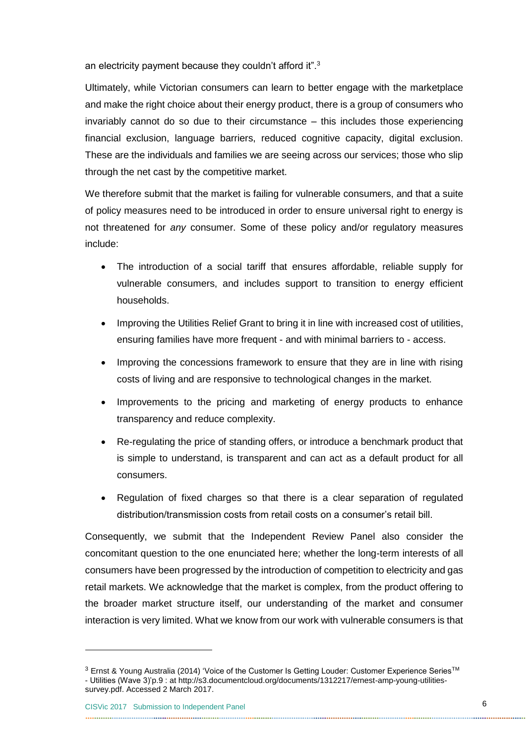an electricity payment because they couldn't afford it".[3]

Ultimately, while Victorian consumers can learn to better engage with the marketplace and make the right choice about their energy product, there is a group of consumers who invariably cannot do so due to their circumstance – this includes those experiencing financial exclusion, language barriers, reduced cognitive capacity, digital exclusion. These are the individuals and families we are seeing across our services; those who slip through the net cast by the competitive market.

We therefore submit that the market is failing for vulnerable consumers, and that a suite of policy measures need to be introduced in order to ensure universal right to energy is not threatened for *any* consumer. Some of these policy and/or regulatory measures include:

- The introduction of a social tariff that ensures affordable, reliable supply for vulnerable consumers, and includes support to transition to energy efficient households.
- Improving the Utilities Relief Grant to bring it in line with increased cost of utilities, ensuring families have more frequent - and with minimal barriers to - access.
- Improving the concessions framework to ensure that they are in line with rising costs of living and are responsive to technological changes in the market.
- Improvements to the pricing and marketing of energy products to enhance transparency and reduce complexity.
- Re-regulating the price of standing offers, or introduce a benchmark product that is simple to understand, is transparent and can act as a default product for all consumers.
- Regulation of fixed charges so that there is a clear separation of regulated distribution/transmission costs from retail costs on a consumer's retail bill.

Consequently, we submit that the Independent Review Panel also consider the concomitant question to the one enunciated here; whether the long-term interests of all consumers have been progressed by the introduction of competition to electricity and gas retail markets. We acknowledge that the market is complex, from the product offering to the broader market structure itself, our understanding of the market and consumer interaction is very limited. What we know from our work with vulnerable consumers is that

---

[3] Ernst & Young Australia (2014) 'Voice of the Customer Is Getting Louder: Customer Experience Series™ - Utilities (Wave 3)'p.9 : at http://s3.documentcloud.org/documents/1312217/ernest-amp-young-utilities-survey.pdf. Accessed 2 March 2017.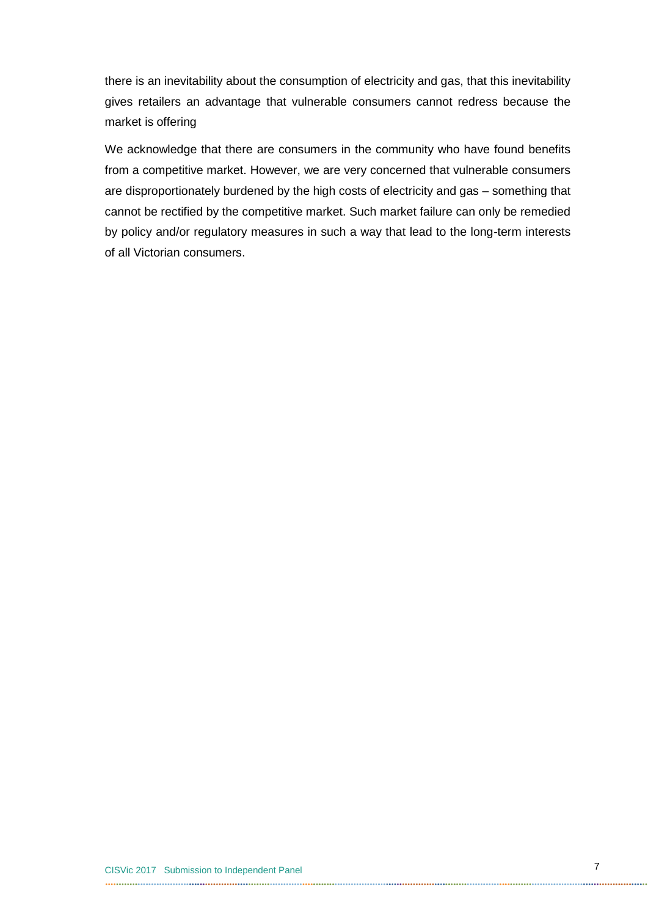there is an inevitability about the consumption of electricity and gas, that this inevitability gives retailers an advantage that vulnerable consumers cannot redress because the market is offering

We acknowledge that there are consumers in the community who have found benefits from a competitive market. However, we are very concerned that vulnerable consumers are disproportionately burdened by the high costs of electricity and gas – something that cannot be rectified by the competitive market. Such market failure can only be remedied by policy and/or regulatory measures in such a way that lead to the long-term interests of all Victorian consumers.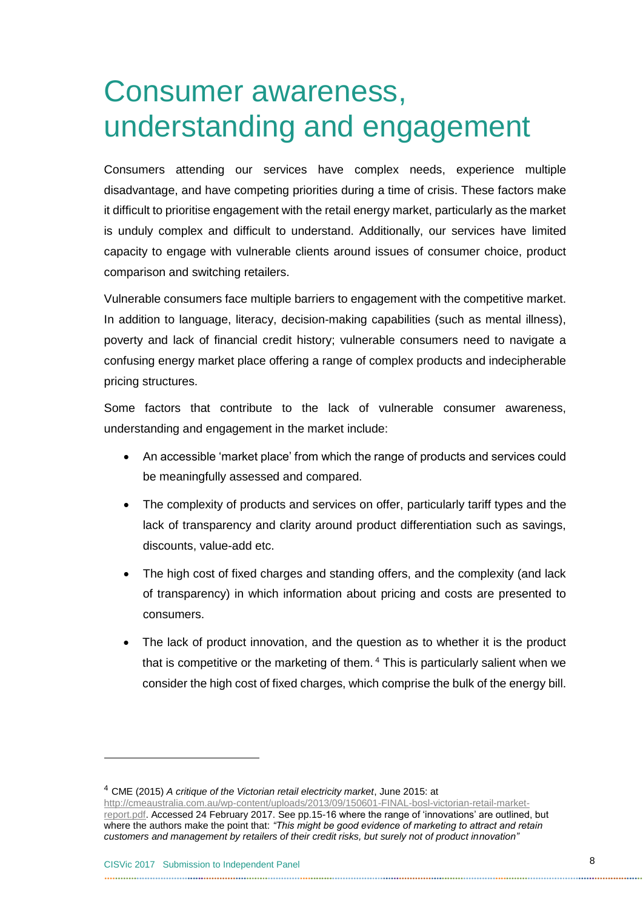# Consumer awareness, understanding and engagement

Consumers attending our services have complex needs, experience multiple disadvantage, and have competing priorities during a time of crisis. These factors make it difficult to prioritise engagement with the retail energy market, particularly as the market is unduly complex and difficult to understand. Additionally, our services have limited capacity to engage with vulnerable clients around issues of consumer choice, product comparison and switching retailers.

Vulnerable consumers face multiple barriers to engagement with the competitive market. In addition to language, literacy, decision-making capabilities (such as mental illness), poverty and lack of financial credit history; vulnerable consumers need to navigate a confusing energy market place offering a range of complex products and indecipherable pricing structures.

Some factors that contribute to the lack of vulnerable consumer awareness, understanding and engagement in the market include:

- An accessible 'market place' from which the range of products and services could be meaningfully assessed and compared.
- The complexity of products and services on offer, particularly tariff types and the lack of transparency and clarity around product differentiation such as savings, discounts, value-add etc.
- The high cost of fixed charges and standing offers, and the complexity (and lack of transparency) in which information about pricing and costs are presented to consumers.
- The lack of product innovation, and the question as to whether it is the product that is competitive or the marketing of them. [4] This is particularly salient when we consider the high cost of fixed charges, which comprise the bulk of the energy bill.

---

[4] CME (2015) *A critique of the Victorian retail electricity market*, June 2015: at http://cmeaustralia.com.au/wp-content/uploads/2013/09/150601-FINAL-bosl-victorian-retail-market-report.pdf. Accessed 24 February 2017. See pp.15-16 where the range of 'innovations' are outlined, but where the authors make the point that: *"This might be good evidence of marketing to attract and retain customers and management by retailers of their credit risks, but surely not of product innovation"*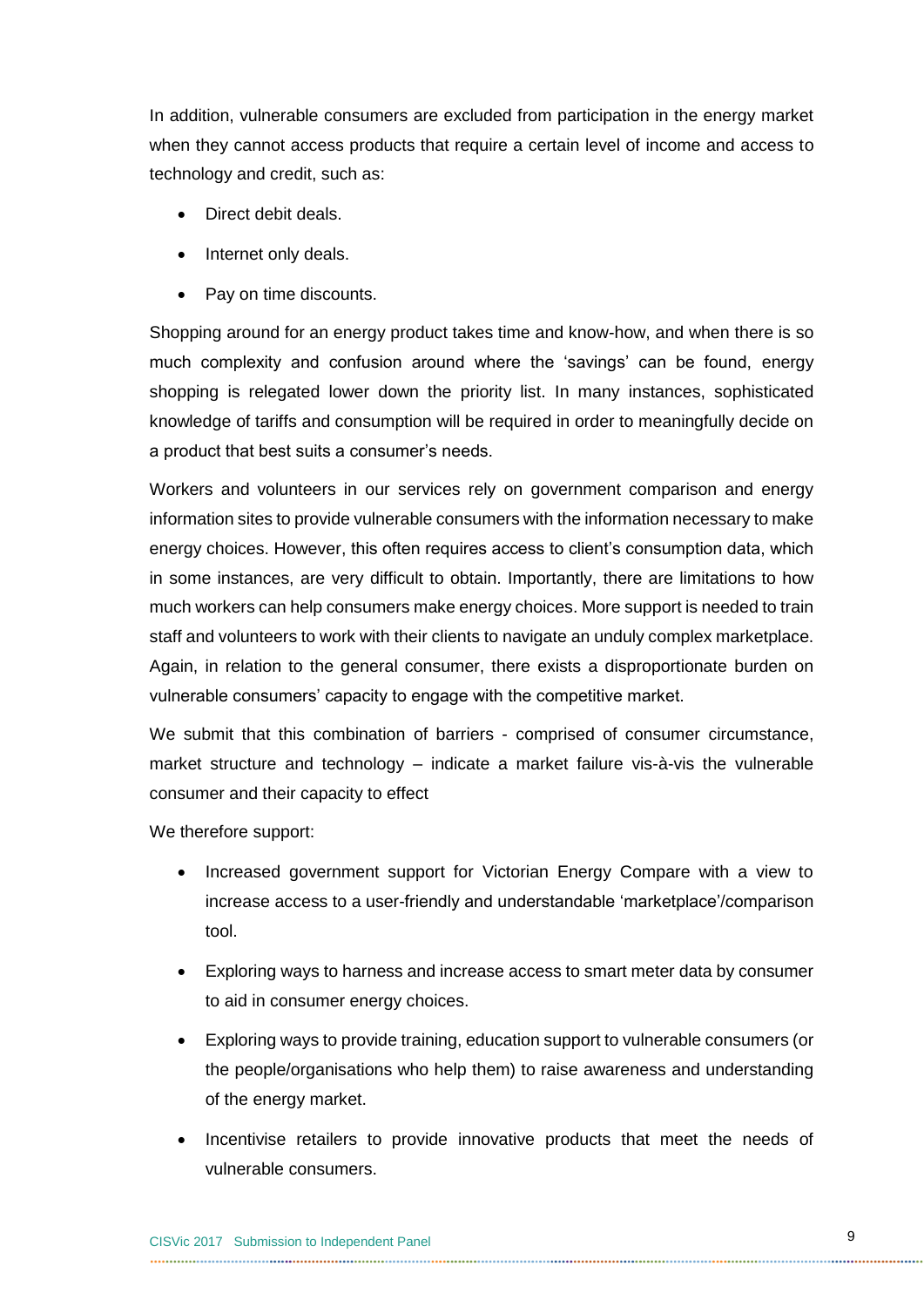In addition, vulnerable consumers are excluded from participation in the energy market when they cannot access products that require a certain level of income and access to technology and credit, such as:

- Direct debit deals.
- Internet only deals.
- Pay on time discounts.

Shopping around for an energy product takes time and know-how, and when there is so much complexity and confusion around where the 'savings' can be found, energy shopping is relegated lower down the priority list. In many instances, sophisticated knowledge of tariffs and consumption will be required in order to meaningfully decide on a product that best suits a consumer's needs.

Workers and volunteers in our services rely on government comparison and energy information sites to provide vulnerable consumers with the information necessary to make energy choices. However, this often requires access to client's consumption data, which in some instances, are very difficult to obtain. Importantly, there are limitations to how much workers can help consumers make energy choices. More support is needed to train staff and volunteers to work with their clients to navigate an unduly complex marketplace. Again, in relation to the general consumer, there exists a disproportionate burden on vulnerable consumers' capacity to engage with the competitive market.

We submit that this combination of barriers - comprised of consumer circumstance, market structure and technology – indicate a market failure vis-à-vis the vulnerable consumer and their capacity to effect

We therefore support:

- Increased government support for Victorian Energy Compare with a view to increase access to a user-friendly and understandable 'marketplace'/comparison tool.
- Exploring ways to harness and increase access to smart meter data by consumer to aid in consumer energy choices.
- Exploring ways to provide training, education support to vulnerable consumers (or the people/organisations who help them) to raise awareness and understanding of the energy market.
- Incentivise retailers to provide innovative products that meet the needs of vulnerable consumers.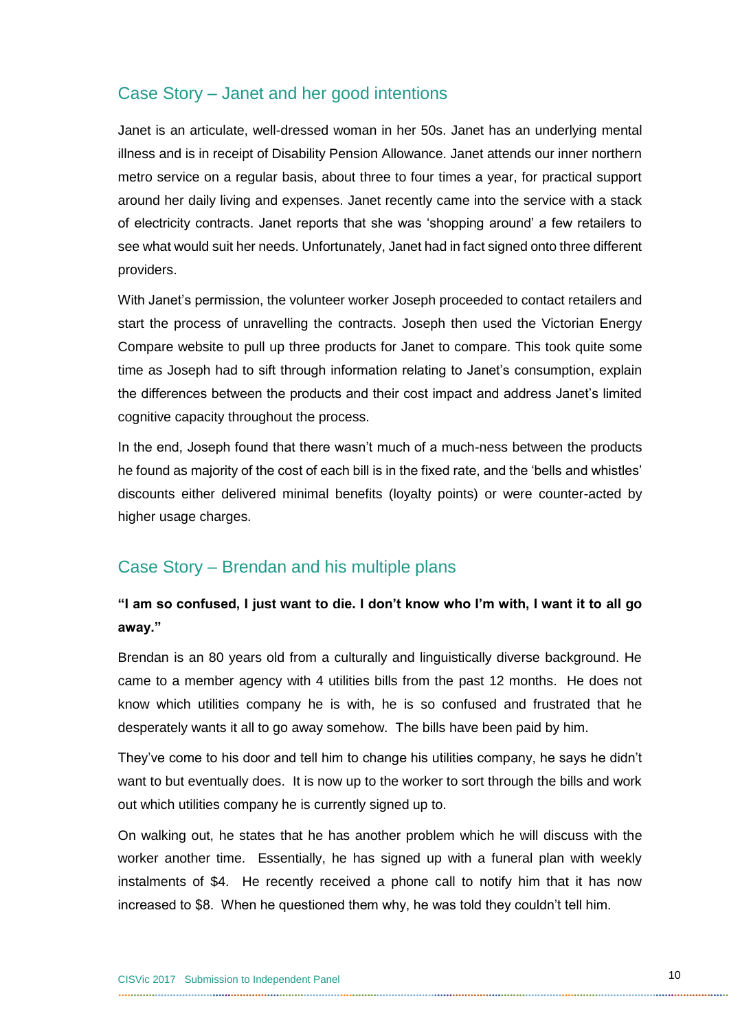## Case Story – Janet and her good intentions

Janet is an articulate, well-dressed woman in her 50s. Janet has an underlying mental illness and is in receipt of Disability Pension Allowance. Janet attends our inner northern metro service on a regular basis, about three to four times a year, for practical support around her daily living and expenses. Janet recently came into the service with a stack of electricity contracts. Janet reports that she was 'shopping around' a few retailers to see what would suit her needs. Unfortunately, Janet had in fact signed onto three different providers.

With Janet's permission, the volunteer worker Joseph proceeded to contact retailers and start the process of unravelling the contracts. Joseph then used the Victorian Energy Compare website to pull up three products for Janet to compare. This took quite some time as Joseph had to sift through information relating to Janet's consumption, explain the differences between the products and their cost impact and address Janet's limited cognitive capacity throughout the process.

In the end, Joseph found that there wasn't much of a much-ness between the products he found as majority of the cost of each bill is in the fixed rate, and the 'bells and whistles' discounts either delivered minimal benefits (loyalty points) or were counter-acted by higher usage charges.

## Case Story – Brendan and his multiple plans

**"I am so confused, I just want to die. I don't know who I'm with, I want it to all go away."**

Brendan is an 80 years old from a culturally and linguistically diverse background. He came to a member agency with 4 utilities bills from the past 12 months. He does not know which utilities company he is with, he is so confused and frustrated that he desperately wants it all to go away somehow. The bills have been paid by him.

They've come to his door and tell him to change his utilities company, he says he didn't want to but eventually does. It is now up to the worker to sort through the bills and work out which utilities company he is currently signed up to.

On walking out, he states that he has another problem which he will discuss with the worker another time. Essentially, he has signed up with a funeral plan with weekly instalments of $4. He recently received a phone call to notify him that it has now increased to $8. When he questioned them why, he was told they couldn't tell him.